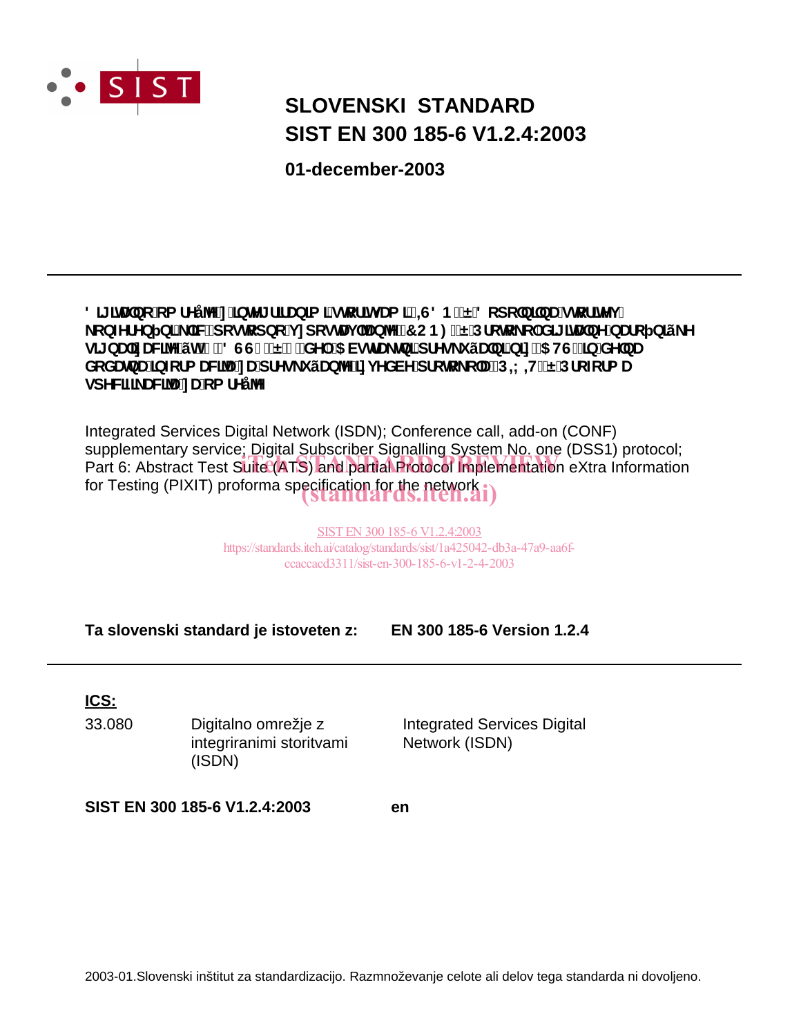# SLOVENSKI STANDARD
# SIST EN 300 185-6 V1.2.4:2003

**01-december-2003**

---

**Digitalno omrežje z integriranimi storitvami (ISDN) – Dopolnilna storitev konferenčni klic, postopno vzpostavljanje (CONF) – Protokol digitalnega naročniške signalizacije št. 1 (DSS1) – 6. del: Abstraktni preskušalni niz (ATS) in delna dodatna informacija za preskušanje izvedbe protokola (PIXIT) – Proforma specifikacija za omrežje**

Integrated Services Digital Network (ISDN); Conference call, add-on (CONF) supplementary service; Digital Subscriber Signalling System No. one (DSS1) protocol; Part 6: Abstract Test Suite (ATS) and partial Protocol Implementation eXtra Information for Testing (PIXIT) proforma specification for the network

iTeh STANDARD PREVIEW
(standards.iteh.ai)

SIST EN 300 185-6 V1.2.4:2003
https://standards.iteh.ai/catalog/standards/sist/1a425042-db3a-47a9-aa6f-ccaccacd3311/sist-en-300-185-6-v1-2-4-2003

**Ta slovenski standard je istoveten z: EN 300 185-6 Version 1.2.4**

---

**ICS:**

| | | |
|---|---|---|
| 33.080 | Digitalno omrežje z integriranimi storitvami (ISDN) | Integrated Services Digital Network (ISDN) |

**SIST EN 300 185-6 V1.2.4:2003** **en**

2003-01.Slovenski inštitut za standardizacijo. Razmnoževanje celote ali delov tega standarda ni dovoljeno.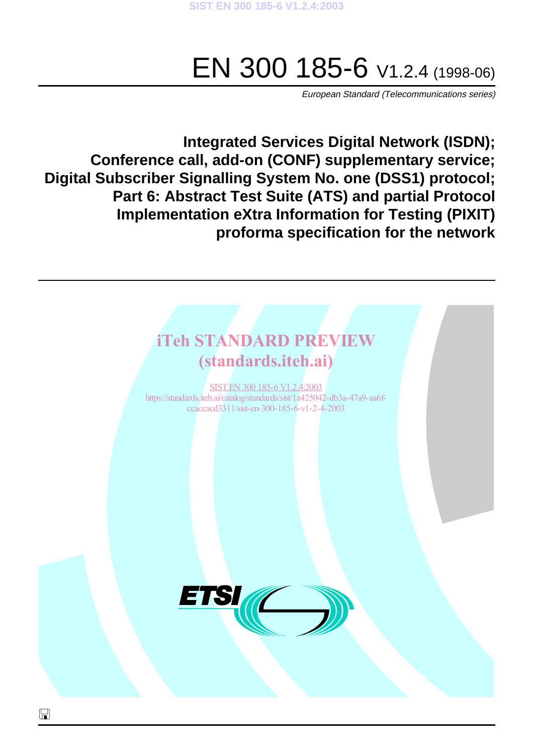# EN 300 185-6 V1.2.4 (1998-06)

*European Standard (Telecommunications series)*

## Integrated Services Digital Network (ISDN); Conference call, add-on (CONF) supplementary service; Digital Subscriber Signalling System No. one (DSS1) protocol; Part 6: Abstract Test Suite (ATS) and partial Protocol Implementation eXtra Information for Testing (PIXIT) proforma specification for the network

iTeh STANDARD PREVIEW
(standards.iteh.ai)

SIST EN 300 185-6 V1.2.4:2003
https://standards.iteh.ai/catalog/standards/sist/1a425042-db3a-47a9-aa6f-ccaccacd3311/sist-en-300-185-6-v1-2-4-2003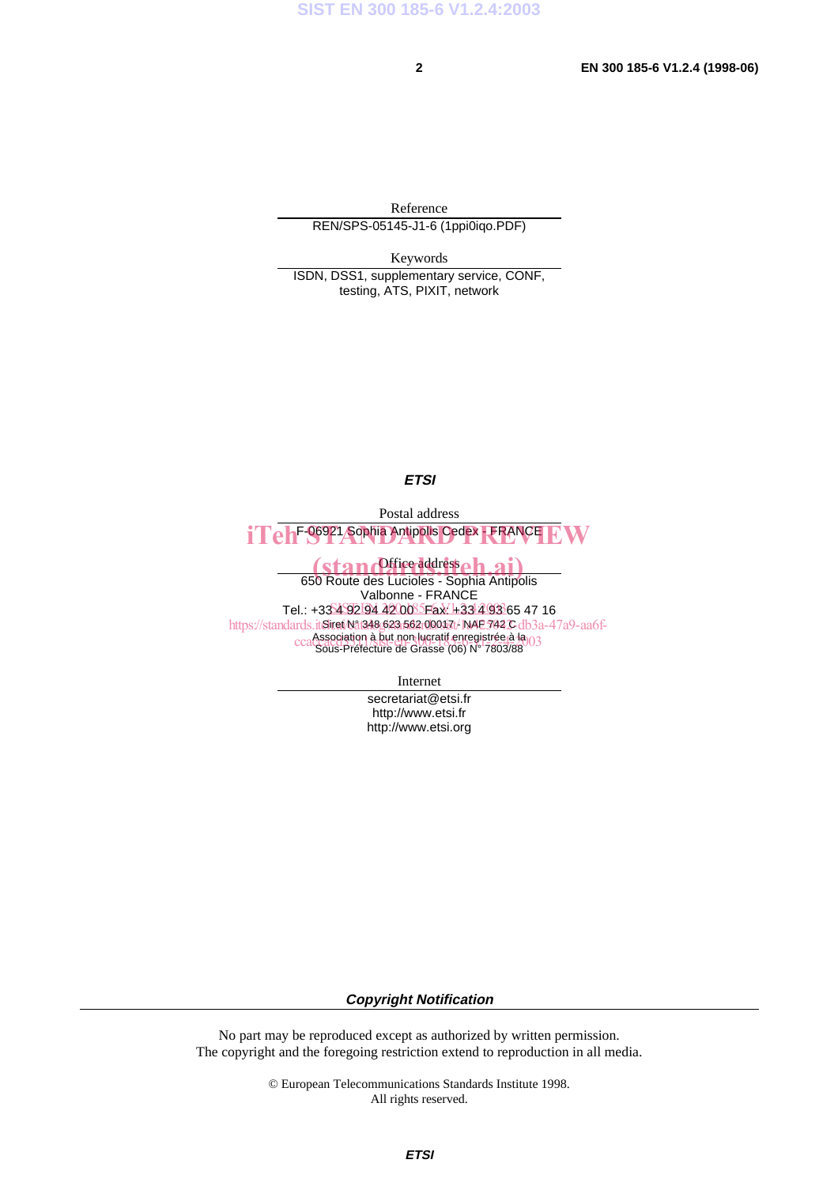Reference

REN/SPS-05145-J1-6 (1ppi0iqo.PDF)

Keywords

ISDN, DSS1, supplementary service, CONF, testing, ATS, PIXIT, network

***ETSI***

Postal address

F-06921 Sophia Antipolis Cedex - FRANCE

Office address

650 Route des Lucioles - Sophia Antipolis
Valbonne - FRANCE
Tel.: +33 4 92 94 42 00 Fax: +33 4 93 65 47 16
Siret N° 348 623 562 00017 - NAF 742 C
Association à but non lucratif enregistrée à la
Sous-Préfecture de Grasse (06) N° 7803/88

Internet

secretariat@etsi.fr
http://www.etsi.fr
http://www.etsi.org

***Copyright Notification***

No part may be reproduced except as authorized by written permission.
The copyright and the foregoing restriction extend to reproduction in all media.

© European Telecommunications Standards Institute 1998.
All rights reserved.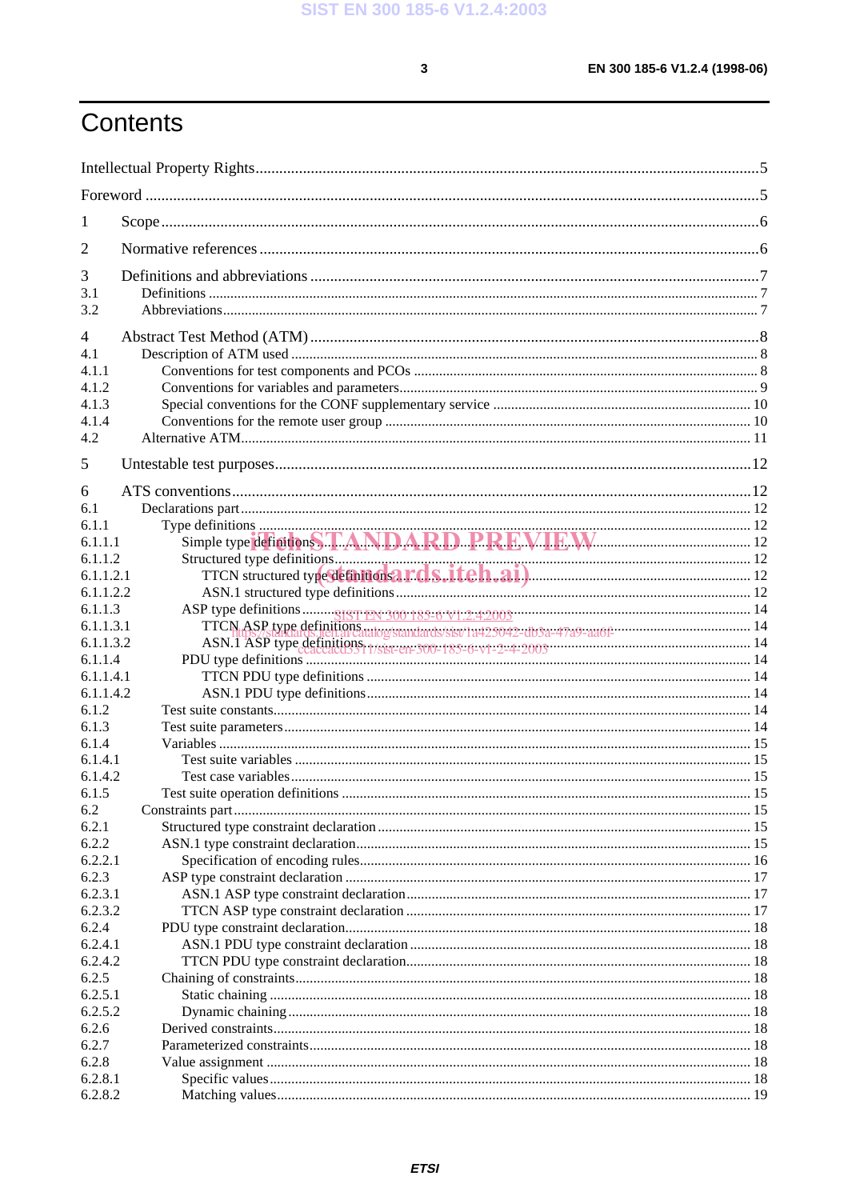# Contents

Intellectual Property Rights ....................................................................................5

Foreword ....................................................................................5

1 Scope ....................................................................................6

2 Normative references ....................................................................................6

3 Definitions and abbreviations ....................................................................................7
3.1 Definitions ....................................................................................7
3.2 Abbreviations ....................................................................................7

4 Abstract Test Method (ATM) ....................................................................................8
4.1 Description of ATM used ....................................................................................8
4.1.1 Conventions for test components and PCOs ....................................................................................8
4.1.2 Conventions for variables and parameters ....................................................................................9
4.1.3 Special conventions for the CONF supplementary service ....................................................................................10
4.1.4 Conventions for the remote user group ....................................................................................10
4.2 Alternative ATM ....................................................................................11

5 Untestable test purposes ....................................................................................12

6 ATS conventions ....................................................................................12
6.1 Declarations part ....................................................................................12
6.1.1 Type definitions ....................................................................................12
6.1.1.1 Simple type definitions ....................................................................................12
6.1.1.2 Structured type definitions ....................................................................................12
6.1.1.2.1 TTCN structured type definitions ....................................................................................12
6.1.1.2.2 ASN.1 structured type definitions ....................................................................................12
6.1.1.3 ASP type definitions ....................................................................................14
6.1.1.3.1 TTCN ASP type definitions ....................................................................................14
6.1.1.3.2 ASN.1 ASP type definitions ....................................................................................14
6.1.1.4 PDU type definitions ....................................................................................14
6.1.1.4.1 TTCN PDU type definitions ....................................................................................14
6.1.1.4.2 ASN.1 PDU type definitions ....................................................................................14
6.1.2 Test suite constants ....................................................................................14
6.1.3 Test suite parameters ....................................................................................14
6.1.4 Variables ....................................................................................15
6.1.4.1 Test suite variables ....................................................................................15
6.1.4.2 Test case variables ....................................................................................15
6.1.5 Test suite operation definitions ....................................................................................15
6.2 Constraints part ....................................................................................15
6.2.1 Structured type constraint declaration ....................................................................................15
6.2.2 ASN.1 type constraint declaration ....................................................................................15
6.2.2.1 Specification of encoding rules ....................................................................................16
6.2.3 ASP type constraint declaration ....................................................................................17
6.2.3.1 ASN.1 ASP type constraint declaration ....................................................................................17
6.2.3.2 TTCN ASP type constraint declaration ....................................................................................17
6.2.4 PDU type constraint declaration ....................................................................................18
6.2.4.1 ASN.1 PDU type constraint declaration ....................................................................................18
6.2.4.2 TTCN PDU type constraint declaration ....................................................................................18
6.2.5 Chaining of constraints ....................................................................................18
6.2.5.1 Static chaining ....................................................................................18
6.2.5.2 Dynamic chaining ....................................................................................18
6.2.6 Derived constraints ....................................................................................18
6.2.7 Parameterized constraints ....................................................................................18
6.2.8 Value assignment ....................................................................................18
6.2.8.1 Specific values ....................................................................................18
6.2.8.2 Matching values ....................................................................................19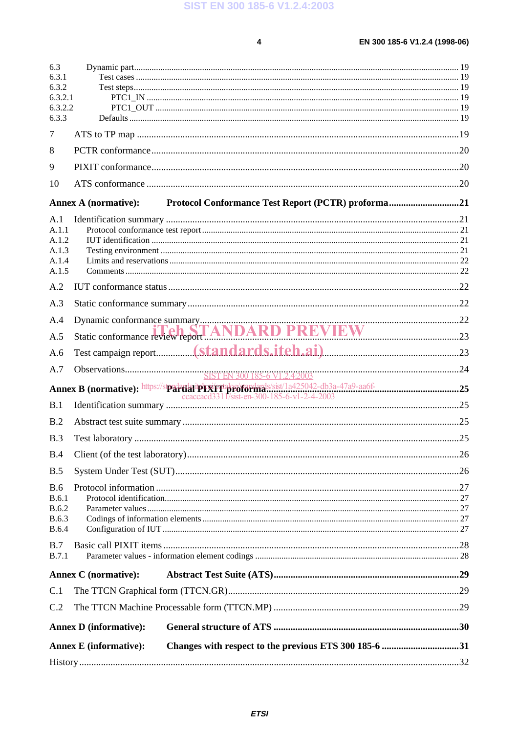6.3 Dynamic part ........................................................................................................................................ 19
6.3.1 Test cases ........................................................................................................................................ 19
6.3.2 Test steps ........................................................................................................................................ 19
6.3.2.1 PTC1_IN ........................................................................................................................................ 19
6.3.2.2 PTC1_OUT ........................................................................................................................................ 19
6.3.3 Defaults ........................................................................................................................................ 19

7 ATS to TP map ........................................................................................................................................ 19

8 PCTR conformance ........................................................................................................................................ 20

9 PIXIT conformance ........................................................................................................................................ 20

10 ATS conformance ........................................................................................................................................ 20

**Annex A (normative): Protocol Conformance Test Report (PCTR) proforma ........................................ 21**

A.1 Identification summary ........................................................................................................................................ 21
A.1.1 Protocol conformance test report ........................................................................................................................................ 21
A.1.2 IUT identification ........................................................................................................................................ 21
A.1.3 Testing environment ........................................................................................................................................ 21
A.1.4 Limits and reservations ........................................................................................................................................ 22
A.1.5 Comments ........................................................................................................................................ 22

A.2 IUT conformance status ........................................................................................................................................ 22

A.3 Static conformance summary ........................................................................................................................................ 22

A.4 Dynamic conformance summary ........................................................................................................................................ 22

A.5 Static conformance review report ........................................................................................................................................ 23

A.6 Test campaign report ........................................................................................................................................ 23

A.7 Observations ........................................................................................................................................ 24

**Annex B (normative): Partial PIXIT proforma ........................................................................................................................................ 25**

B.1 Identification summary ........................................................................................................................................ 25

B.2 Abstract test suite summary ........................................................................................................................................ 25

B.3 Test laboratory ........................................................................................................................................ 25

B.4 Client (of the test laboratory) ........................................................................................................................................ 26

B.5 System Under Test (SUT) ........................................................................................................................................ 26

B.6 Protocol information ........................................................................................................................................ 27
B.6.1 Protocol identification ........................................................................................................................................ 27
B.6.2 Parameter values ........................................................................................................................................ 27
B.6.3 Codings of information elements ........................................................................................................................................ 27
B.6.4 Configuration of IUT ........................................................................................................................................ 27

B.7 Basic call PIXIT items ........................................................................................................................................ 28
B.7.1 Parameter values - information element codings ........................................................................................................................................ 28

**Annex C (normative): Abstract Test Suite (ATS) ........................................................................................................................................ 29**

C.1 The TTCN Graphical form (TTCN.GR) ........................................................................................................................................ 29

C.2 The TTCN Machine Processable form (TTCN.MP) ........................................................................................................................................ 29

**Annex D (informative): General structure of ATS ........................................................................................................................................ 30**

**Annex E (informative): Changes with respect to the previous ETS 300 185-6 ........................................ 31**

History ........................................................................................................................................ 32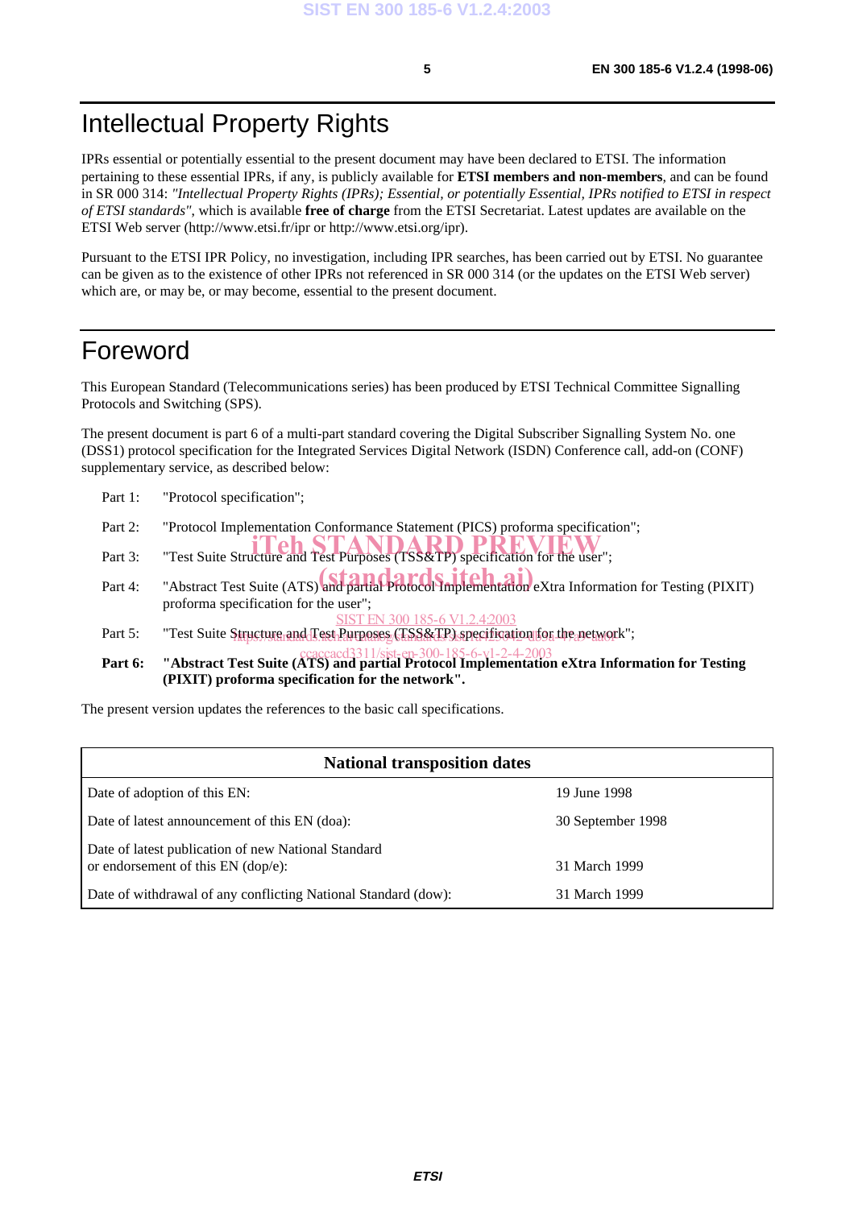# Intellectual Property Rights

IPRs essential or potentially essential to the present document may have been declared to ETSI. The information pertaining to these essential IPRs, if any, is publicly available for **ETSI members and non-members**, and can be found in SR 000 314: *"Intellectual Property Rights (IPRs); Essential, or potentially Essential, IPRs notified to ETSI in respect of ETSI standards"*, which is available **free of charge** from the ETSI Secretariat. Latest updates are available on the ETSI Web server (http://www.etsi.fr/ipr or http://www.etsi.org/ipr).

Pursuant to the ETSI IPR Policy, no investigation, including IPR searches, has been carried out by ETSI. No guarantee can be given as to the existence of other IPRs not referenced in SR 000 314 (or the updates on the ETSI Web server) which are, or may be, or may become, essential to the present document.

# Foreword

This European Standard (Telecommunications series) has been produced by ETSI Technical Committee Signalling Protocols and Switching (SPS).

The present document is part 6 of a multi-part standard covering the Digital Subscriber Signalling System No. one (DSS1) protocol specification for the Integrated Services Digital Network (ISDN) Conference call, add-on (CONF) supplementary service, as described below:

Part 1: "Protocol specification";

Part 2: "Protocol Implementation Conformance Statement (PICS) proforma specification";

Part 3: "Test Suite Structure and Test Purposes (TSS&TP) specification for the user";

Part 4: "Abstract Test Suite (ATS) and partial Protocol Implementation eXtra Information for Testing (PIXIT) proforma specification for the user";

Part 5: "Test Suite Structure and Test Purposes (TSS&TP) specification for the network";

**Part 6: "Abstract Test Suite (ATS) and partial Protocol Implementation eXtra Information for Testing (PIXIT) proforma specification for the network".**

The present version updates the references to the basic call specifications.

| National transposition dates | |
|---|---|
| Date of adoption of this EN: | 19 June 1998 |
| Date of latest announcement of this EN (doa): | 30 September 1998 |
| Date of latest publication of new National Standard or endorsement of this EN (dop/e): | 31 March 1999 |
| Date of withdrawal of any conflicting National Standard (dow): | 31 March 1999 |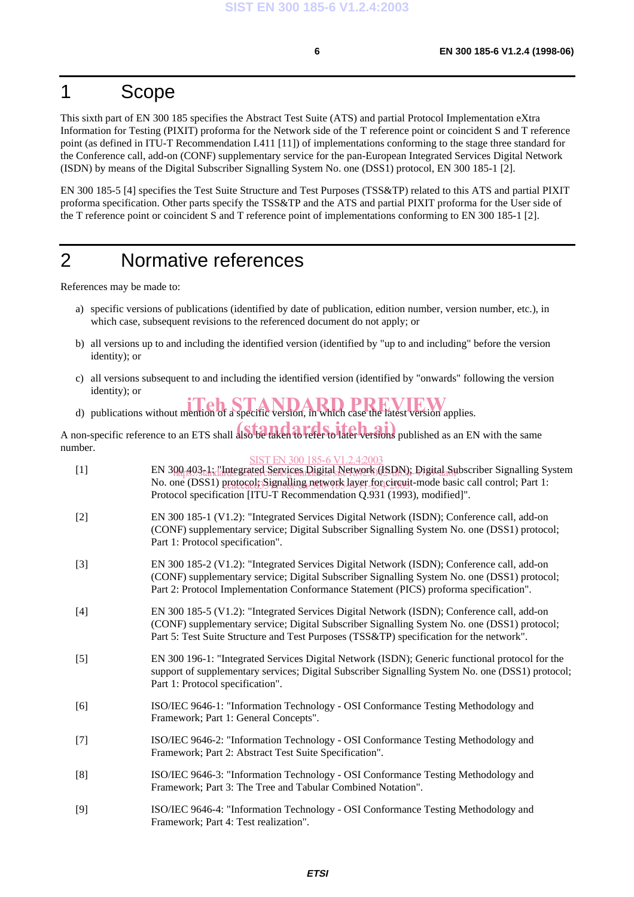# 1 Scope

This sixth part of EN 300 185 specifies the Abstract Test Suite (ATS) and partial Protocol Implementation eXtra Information for Testing (PIXIT) proforma for the Network side of the T reference point or coincident S and T reference point (as defined in ITU-T Recommendation I.411 [11]) of implementations conforming to the stage three standard for the Conference call, add-on (CONF) supplementary service for the pan-European Integrated Services Digital Network (ISDN) by means of the Digital Subscriber Signalling System No. one (DSS1) protocol, EN 300 185-1 [2].

EN 300 185-5 [4] specifies the Test Suite Structure and Test Purposes (TSS&TP) related to this ATS and partial PIXIT proforma specification. Other parts specify the TSS&TP and the ATS and partial PIXIT proforma for the User side of the T reference point or coincident S and T reference point of implementations conforming to EN 300 185-1 [2].

# 2 Normative references

References may be made to:

a) specific versions of publications (identified by date of publication, edition number, version number, etc.), in which case, subsequent revisions to the referenced document do not apply; or

b) all versions up to and including the identified version (identified by "up to and including" before the version identity); or

c) all versions subsequent to and including the identified version (identified by "onwards" following the version identity); or

d) publications without mention of a specific version, in which case the latest version applies.

A non-specific reference to an ETS shall also be taken to refer to later versions published as an EN with the same number.

[1] EN 300 403-1: "Integrated Services Digital Network (ISDN); Digital Subscriber Signalling System No. one (DSS1) protocol; Signalling network layer for circuit-mode basic call control; Part 1: Protocol specification [ITU-T Recommendation Q.931 (1993), modified]".

[2] EN 300 185-1 (V1.2): "Integrated Services Digital Network (ISDN); Conference call, add-on (CONF) supplementary service; Digital Subscriber Signalling System No. one (DSS1) protocol; Part 1: Protocol specification".

[3] EN 300 185-2 (V1.2): "Integrated Services Digital Network (ISDN); Conference call, add-on (CONF) supplementary service; Digital Subscriber Signalling System No. one (DSS1) protocol; Part 2: Protocol Implementation Conformance Statement (PICS) proforma specification".

[4] EN 300 185-5 (V1.2): "Integrated Services Digital Network (ISDN); Conference call, add-on (CONF) supplementary service; Digital Subscriber Signalling System No. one (DSS1) protocol; Part 5: Test Suite Structure and Test Purposes (TSS&TP) specification for the network".

[5] EN 300 196-1: "Integrated Services Digital Network (ISDN); Generic functional protocol for the support of supplementary services; Digital Subscriber Signalling System No. one (DSS1) protocol; Part 1: Protocol specification".

[6] ISO/IEC 9646-1: "Information Technology - OSI Conformance Testing Methodology and Framework; Part 1: General Concepts".

[7] ISO/IEC 9646-2: "Information Technology - OSI Conformance Testing Methodology and Framework; Part 2: Abstract Test Suite Specification".

[8] ISO/IEC 9646-3: "Information Technology - OSI Conformance Testing Methodology and Framework; Part 3: The Tree and Tabular Combined Notation".

[9] ISO/IEC 9646-4: "Information Technology - OSI Conformance Testing Methodology and Framework; Part 4: Test realization".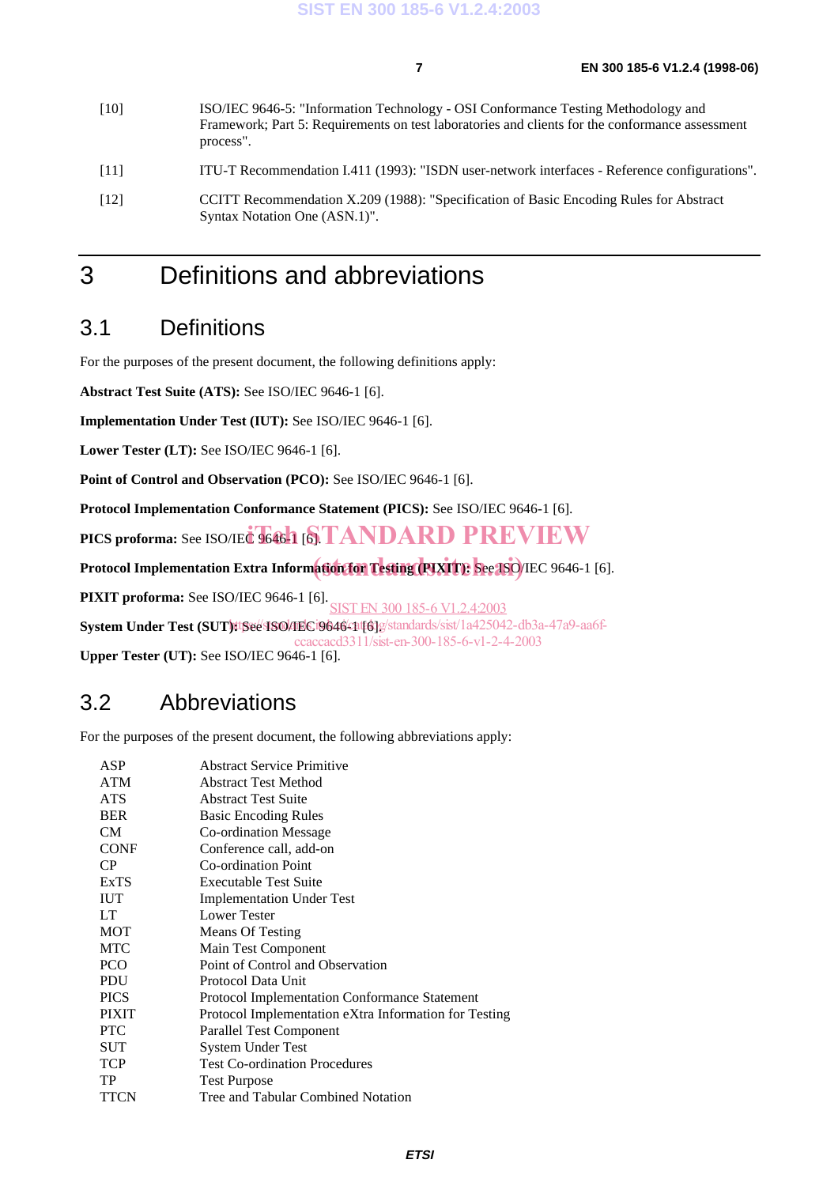[10] ISO/IEC 9646-5: "Information Technology - OSI Conformance Testing Methodology and Framework; Part 5: Requirements on test laboratories and clients for the conformance assessment process".

[11] ITU-T Recommendation I.411 (1993): "ISDN user-network interfaces - Reference configurations".

[12] CCITT Recommendation X.209 (1988): "Specification of Basic Encoding Rules for Abstract Syntax Notation One (ASN.1)".

# 3 Definitions and abbreviations

## 3.1 Definitions

For the purposes of the present document, the following definitions apply:

**Abstract Test Suite (ATS):** See ISO/IEC 9646-1 [6].

**Implementation Under Test (IUT):** See ISO/IEC 9646-1 [6].

**Lower Tester (LT):** See ISO/IEC 9646-1 [6].

**Point of Control and Observation (PCO):** See ISO/IEC 9646-1 [6].

**Protocol Implementation Conformance Statement (PICS):** See ISO/IEC 9646-1 [6].

**PICS proforma:** See ISO/IEC 9646-1 [6].

**Protocol Implementation Extra Information for Testing (PIXIT):** See ISO/IEC 9646-1 [6].

**PIXIT proforma:** See ISO/IEC 9646-1 [6].

**System Under Test (SUT):** See ISO/IEC 9646-1 [6].

**Upper Tester (UT):** See ISO/IEC 9646-1 [6].

## 3.2 Abbreviations

For the purposes of the present document, the following abbreviations apply:

| | |
|---|---|
| ASP | Abstract Service Primitive |
| ATM | Abstract Test Method |
| ATS | Abstract Test Suite |
| BER | Basic Encoding Rules |
| CM | Co-ordination Message |
| CONF | Conference call, add-on |
| CP | Co-ordination Point |
| ExTS | Executable Test Suite |
| IUT | Implementation Under Test |
| LT | Lower Tester |
| MOT | Means Of Testing |
| MTC | Main Test Component |
| PCO | Point of Control and Observation |
| PDU | Protocol Data Unit |
| PICS | Protocol Implementation Conformance Statement |
| PIXIT | Protocol Implementation eXtra Information for Testing |
| PTC | Parallel Test Component |
| SUT | System Under Test |
| TCP | Test Co-ordination Procedures |
| TP | Test Purpose |
| TTCN | Tree and Tabular Combined Notation |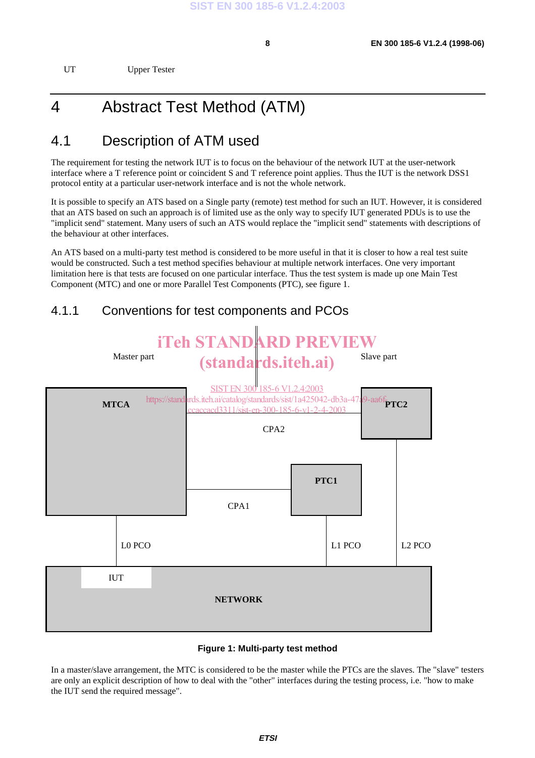UT Upper Tester

# 4 Abstract Test Method (ATM)

## 4.1 Description of ATM used

The requirement for testing the network IUT is to focus on the behaviour of the network IUT at the user-network interface where a T reference point or coincident S and T reference point applies. Thus the IUT is the network DSS1 protocol entity at a particular user-network interface and is not the whole network.

It is possible to specify an ATS based on a Single party (remote) test method for such an IUT. However, it is considered that an ATS based on such an approach is of limited use as the only way to specify IUT generated PDUs is to use the "implicit send" statement. Many users of such an ATS would replace the "implicit send" statements with descriptions of the behaviour at other interfaces.

An ATS based on a multi-party test method is considered to be more useful in that it is closer to how a real test suite would be constructed. Such a test method specifies behaviour at multiple network interfaces. One very important limitation here is that tests are focused on one particular interface. Thus the test system is made up one Main Test Component (MTC) and one or more Parallel Test Components (PTC), see figure 1.

### 4.1.1 Conventions for test components and PCOs

Master part

Slave part

MTCA

PTC2

CPA2

PTC1

CPA1

L0 PCO

L1 PCO

L2 PCO

IUT

NETWORK

**Figure 1: Multi-party test method**

In a master/slave arrangement, the MTC is considered to be the master while the PTCs are the slaves. The "slave" testers are only an explicit description of how to deal with the "other" interfaces during the testing process, i.e. "how to make the IUT send the required message".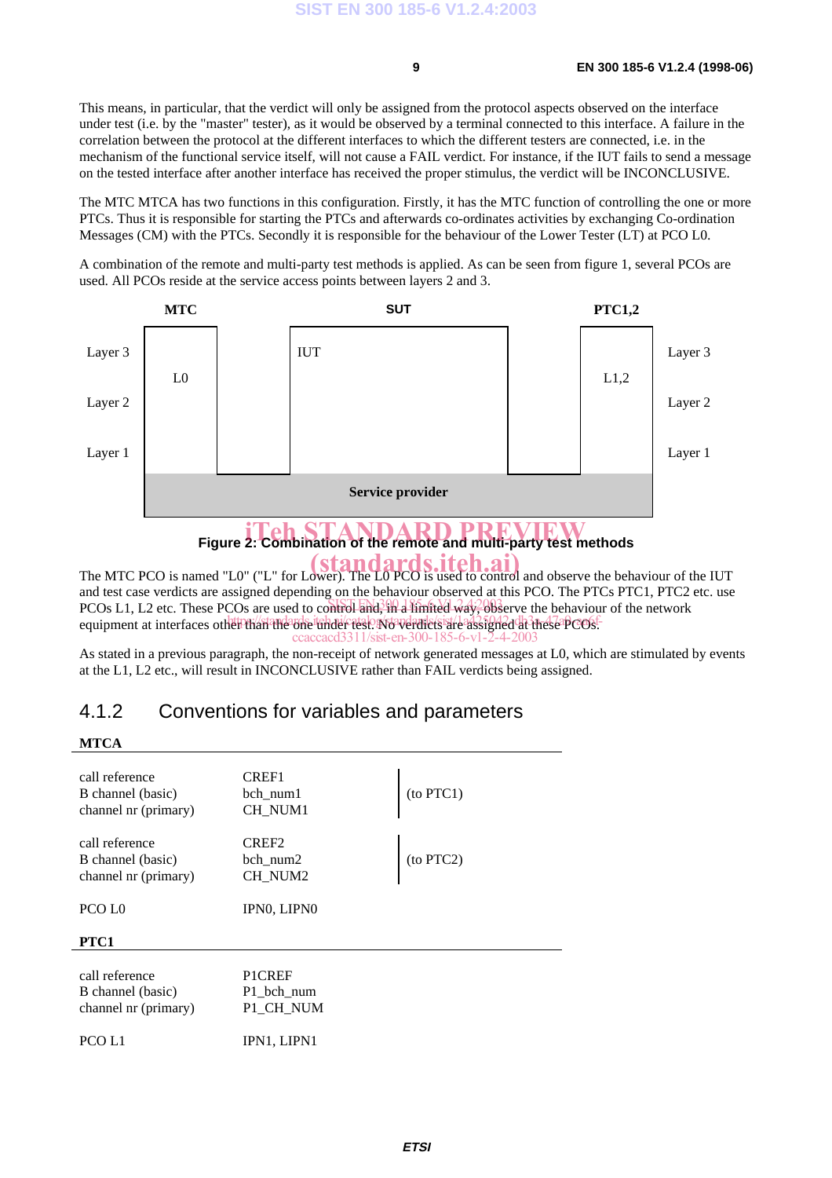This means, in particular, that the verdict will only be assigned from the protocol aspects observed on the interface under test (i.e. by the "master" tester), as it would be observed by a terminal connected to this interface. A failure in the correlation between the protocol at the different interfaces to which the different testers are connected, i.e. in the mechanism of the functional service itself, will not cause a FAIL verdict. For instance, if the IUT fails to send a message on the tested interface after another interface has received the proper stimulus, the verdict will be INCONCLUSIVE.

The MTC MTCA has two functions in this configuration. Firstly, it has the MTC function of controlling the one or more PTCs. Thus it is responsible for starting the PTCs and afterwards co-ordinates activities by exchanging Co-ordination Messages (CM) with the PTCs. Secondly it is responsible for the behaviour of the Lower Tester (LT) at PCO L0.

A combination of the remote and multi-party test methods is applied. As can be seen from figure 1, several PCOs are used. All PCOs reside at the service access points between layers 2 and 3.

| | MTC | | SUT | | PTC1,2 | |
|---|---|---|---|---|---|---|
| Layer 3 | | | IUT | | | Layer 3 |
| | L0 | | | | L1,2 | |
| Layer 2 | | | | | | Layer 2 |
| Layer 1 | | | | | | Layer 1 |
| | Service provider | | | | | |

**Figure 2: Combination of the remote and multi-party test methods**

The MTC PCO is named "L0" ("L" for Lower). The L0 PCO is used to control and observe the behaviour of the IUT and test case verdicts are assigned depending on the behaviour observed at this PCO. The PTCs PTC1, PTC2 etc. use PCOs L1, L2 etc. These PCOs are used to control and, in a limited way, observe the behaviour of the network equipment at interfaces other than the one under test. No verdicts are assigned at these PCOs.

As stated in a previous paragraph, the non-receipt of network generated messages at L0, which are stimulated by events at the L1, L2 etc., will result in INCONCLUSIVE rather than FAIL verdicts being assigned.

## 4.1.2 Conventions for variables and parameters

**MTCA**

| | | |
|---|---|---|
| call reference | CREF1 | (to PTC1) |
| B channel (basic) | bch_num1 | |
| channel nr (primary) | CH_NUM1 | |
| call reference | CREF2 | (to PTC2) |
| B channel (basic) | bch_num2 | |
| channel nr (primary) | CH_NUM2 | |
| PCO L0 | IPN0, LIPN0 | |

**PTC1**

| | |
|---|---|
| call reference | P1CREF |
| B channel (basic) | P1_bch_num |
| channel nr (primary) | P1_CH_NUM |
| PCO L1 | IPN1, LIPN1 |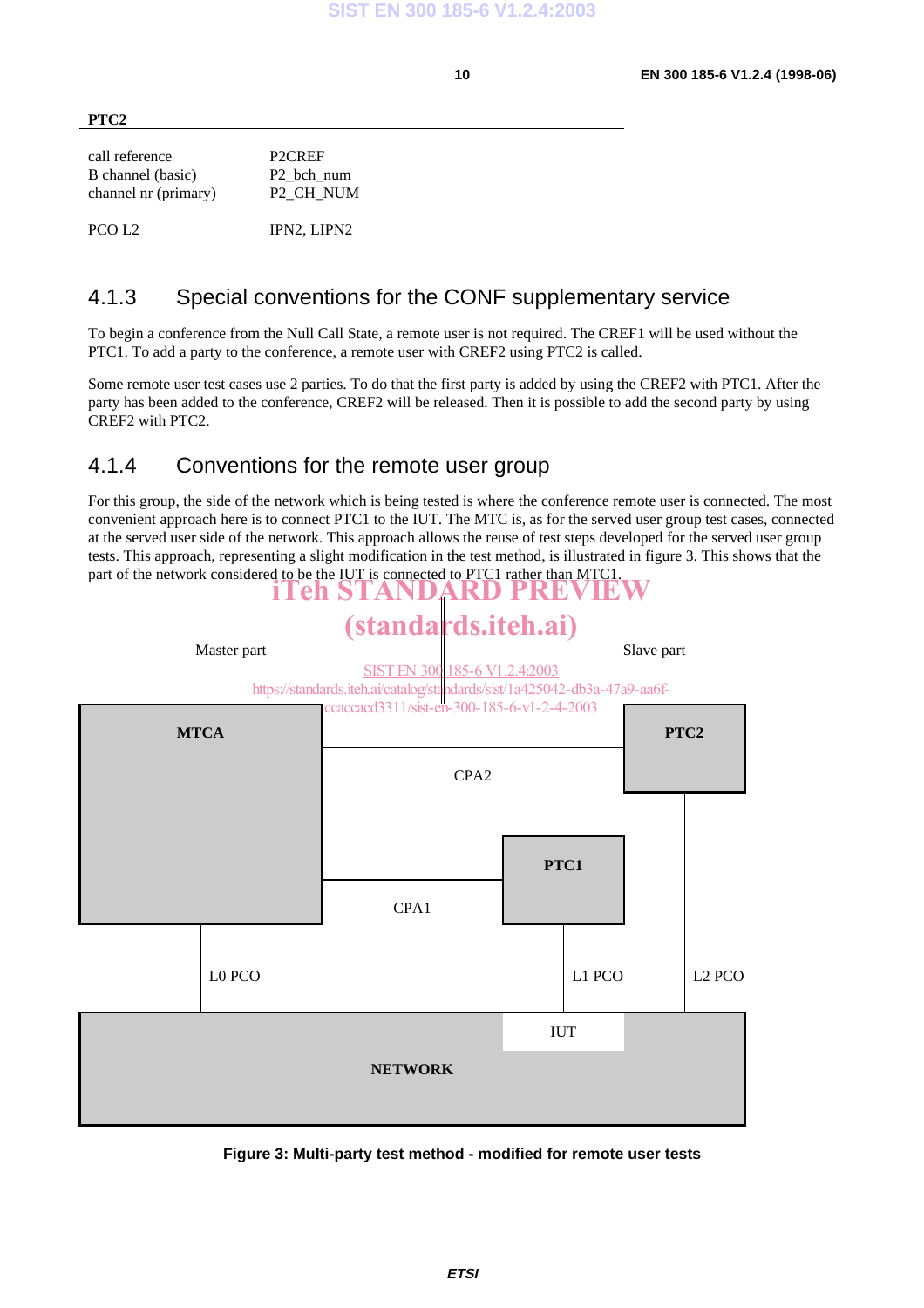**PTC2**

| | |
|---|---|
| call reference | P2CREF |
| B channel (basic) | P2_bch_num |
| channel nr (primary) | P2_CH_NUM |
| PCO L2 | IPN2, LIPN2 |

### 4.1.3 Special conventions for the CONF supplementary service

To begin a conference from the Null Call State, a remote user is not required. The CREF1 will be used without the PTC1. To add a party to the conference, a remote user with CREF2 using PTC2 is called.

Some remote user test cases use 2 parties. To do that the first party is added by using the CREF2 with PTC1. After the party has been added to the conference, CREF2 will be released. Then it is possible to add the second party by using CREF2 with PTC2.

### 4.1.4 Conventions for the remote user group

For this group, the side of the network which is being tested is where the conference remote user is connected. The most convenient approach here is to connect PTC1 to the IUT. The MTC is, as for the served user group test cases, connected at the served user side of the network. This approach allows the reuse of test steps developed for the served user group tests. This approach, representing a slight modification in the test method, is illustrated in figure 3. This shows that the part of the network considered to be the IUT is connected to PTC1 rather than MTC1.

Master part

Slave part

MTCA

PTC2

CPA2

PTC1

CPA1

L0 PCO

L1 PCO

L2 PCO

IUT

NETWORK

**Figure 3: Multi-party test method - modified for remote user tests**